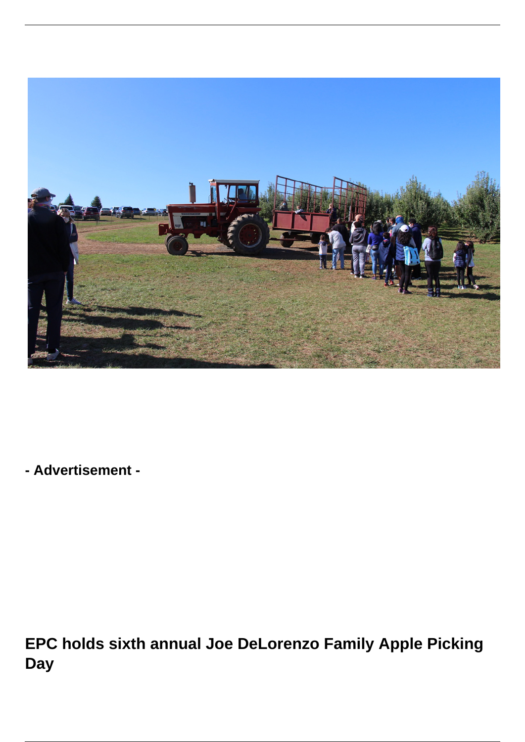**- Advertisement -**

# EPC holds sixth annual Joe DeLorenzo Family Apple Picking Day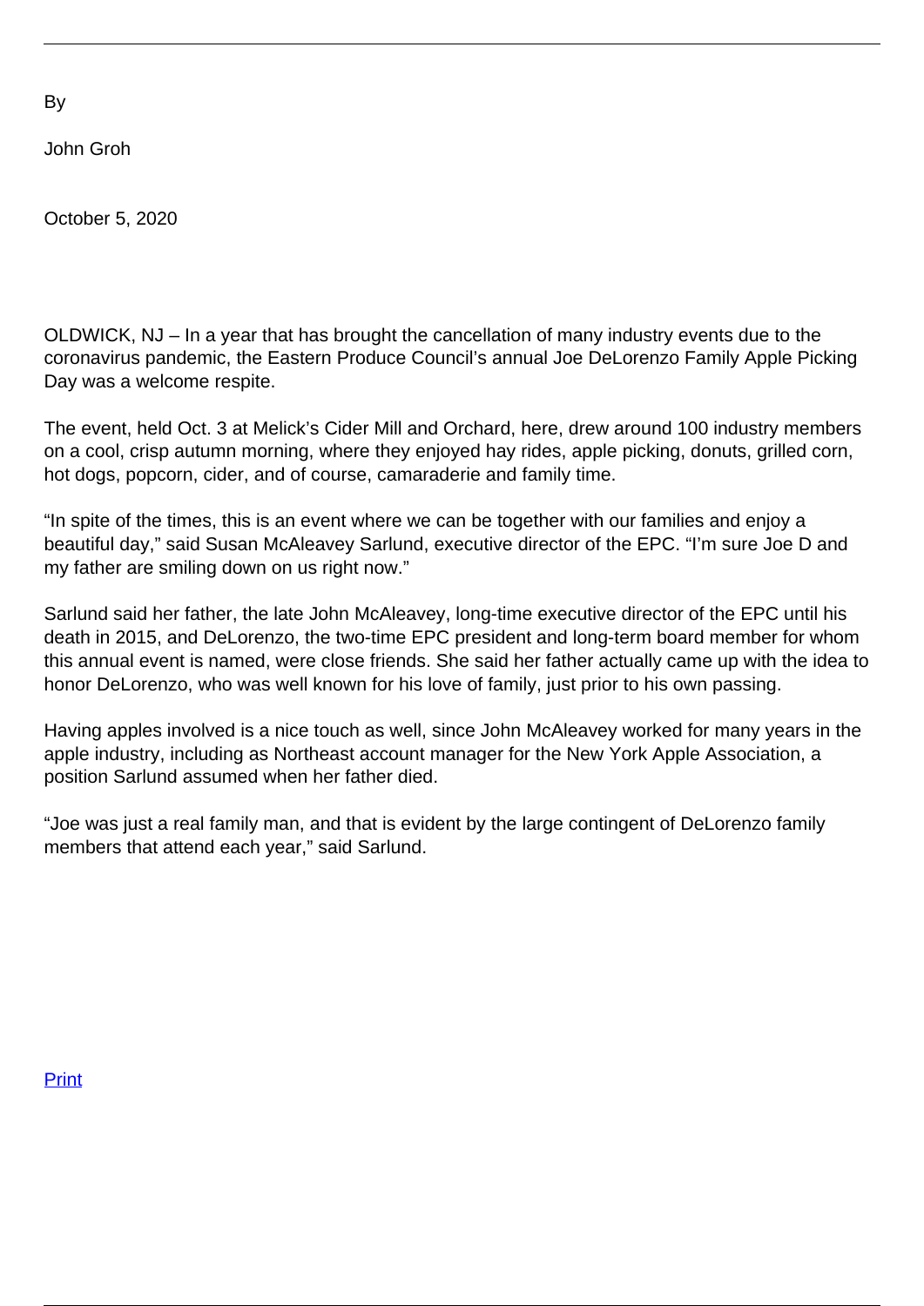By

John Groh

October 5, 2020

OLDWICK, NJ – In a year that has brought the cancellation of many industry events due to the coronavirus pandemic, the Eastern Produce Council's annual Joe DeLorenzo Family Apple Picking Day was a welcome respite.

The event, held Oct. 3 at Melick's Cider Mill and Orchard, here, drew around 100 industry members on a cool, crisp autumn morning, where they enjoyed hay rides, apple picking, donuts, grilled corn, hot dogs, popcorn, cider, and of course, camaraderie and family time.

"In spite of the times, this is an event where we can be together with our families and enjoy a beautiful day," said Susan McAleavey Sarlund, executive director of the EPC. "I'm sure Joe D and my father are smiling down on us right now."

Sarlund said her father, the late John McAleavey, long-time executive director of the EPC until his death in 2015, and DeLorenzo, the two-time EPC president and long-term board member for whom this annual event is named, were close friends. She said her father actually came up with the idea to honor DeLorenzo, who was well known for his love of family, just prior to his own passing.

Having apples involved is a nice touch as well, since John McAleavey worked for many years in the apple industry, including as Northeast account manager for the New York Apple Association, a position Sarlund assumed when her father died.

"Joe was just a real family man, and that is evident by the large contingent of DeLorenzo family members that attend each year," said Sarlund.

Print